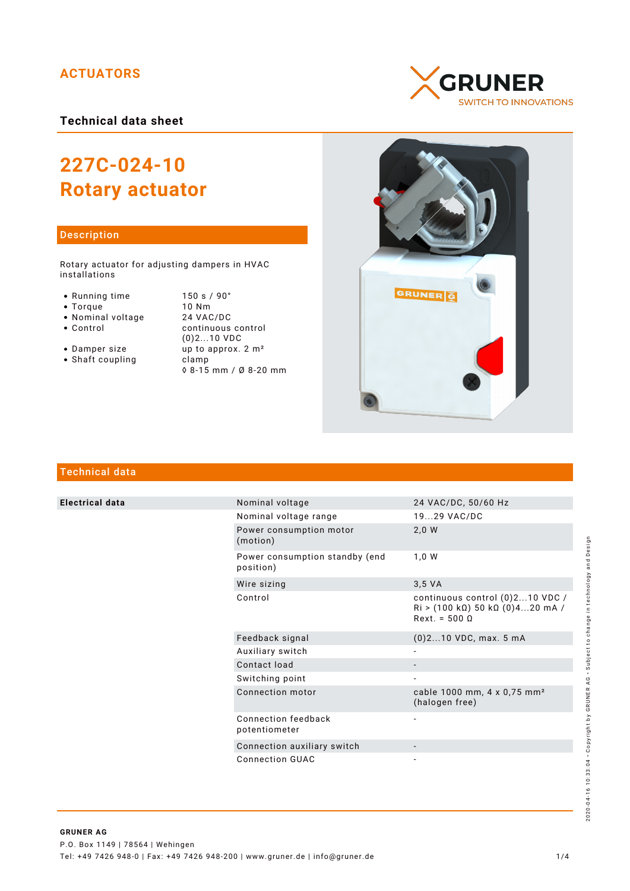ACTUATORS

GRUNER
SWITCH TO INNOVATIONS

**Technical data sheet**

# 227C-024-10
# Rotary actuator

## Description

Rotary actuator for adjusting dampers in HVAC installations

- Running time — 150 s / 90°
- Torque — 10 Nm
- Nominal voltage — 24 VAC/DC
- Control — continuous control (0)2...10 VDC
- Damper size — up to approx. 2 m²
- Shaft coupling — clamp ◊ 8-15 mm / Ø 8-20 mm

## Technical data

| | | |
|---|---|---|
| **Electrical data** | Nominal voltage | 24 VAC/DC, 50/60 Hz |
| | Nominal voltage range | 19...29 VAC/DC |
| | Power consumption motor (motion) | 2,0 W |
| | Power consumption standby (end position) | 1,0 W |
| | Wire sizing | 3,5 VA |
| | Control | continuous control (0)2...10 VDC / Ri > (100 kΩ) 50 kΩ (0)4...20 mA / Rext. = 500 Ω |
| | Feedback signal | (0)2...10 VDC, max. 5 mA |
| | Auxiliary switch | - |
| | Contact load | - |
| | Switching point | - |
| | Connection motor | cable 1000 mm, 4 x 0,75 mm² (halogen free) |
| | Connection feedback potentiometer | - |
| | Connection auxiliary switch | - |
| | Connection GUAC | - |

2020-04-16 10:33:04 · Copyright by GRUNER AG · Subject to change in technology and Design

**GRUNER AG**
P.O. Box 1149 | 78564 | Wehingen
Tel: +49 7426 948-0 | Fax: +49 7426 948-200 | www.gruner.de | info@gruner.de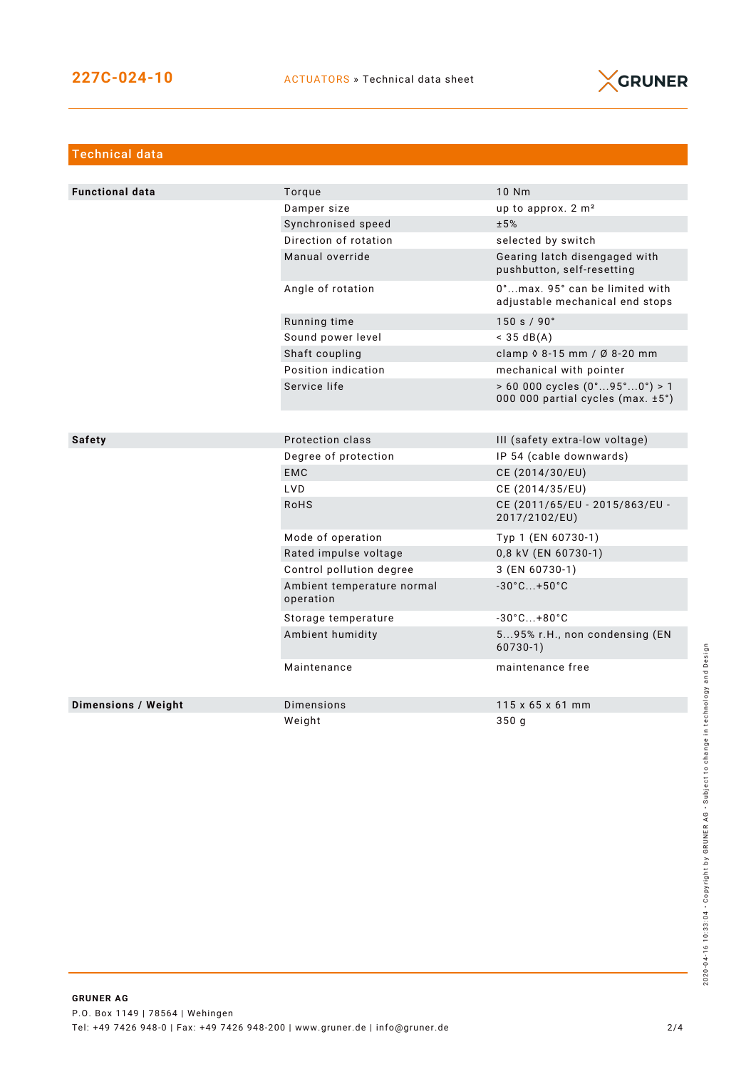## Technical data

| | | |
|---|---|---|
| **Functional data** | Torque | 10 Nm |
| | Damper size | up to approx. 2 m² |
| | Synchronised speed | ±5% |
| | Direction of rotation | selected by switch |
| | Manual override | Gearing latch disengaged with pushbutton, self-resetting |
| | Angle of rotation | 0°...max. 95° can be limited with adjustable mechanical end stops |
| | Running time | 150 s / 90° |
| | Sound power level | < 35 dB(A) |
| | Shaft coupling | clamp ◊ 8-15 mm / Ø 8-20 mm |
| | Position indication | mechanical with pointer |
| | Service life | > 60 000 cycles (0°...95°...0°) > 1 000 000 partial cycles (max. ±5°) |
| **Safety** | Protection class | III (safety extra-low voltage) |
| | Degree of protection | IP 54 (cable downwards) |
| | EMC | CE (2014/30/EU) |
| | LVD | CE (2014/35/EU) |
| | RoHS | CE (2011/65/EU - 2015/863/EU - 2017/2102/EU) |
| | Mode of operation | Typ 1 (EN 60730-1) |
| | Rated impulse voltage | 0,8 kV (EN 60730-1) |
| | Control pollution degree | 3 (EN 60730-1) |
| | Ambient temperature normal operation | -30°C...+50°C |
| | Storage temperature | -30°C...+80°C |
| | Ambient humidity | 5...95% r.H., non condensing (EN 60730-1) |
| | Maintenance | maintenance free |
| **Dimensions / Weight** | Dimensions | 115 x 65 x 61 mm |
| | Weight | 350 g |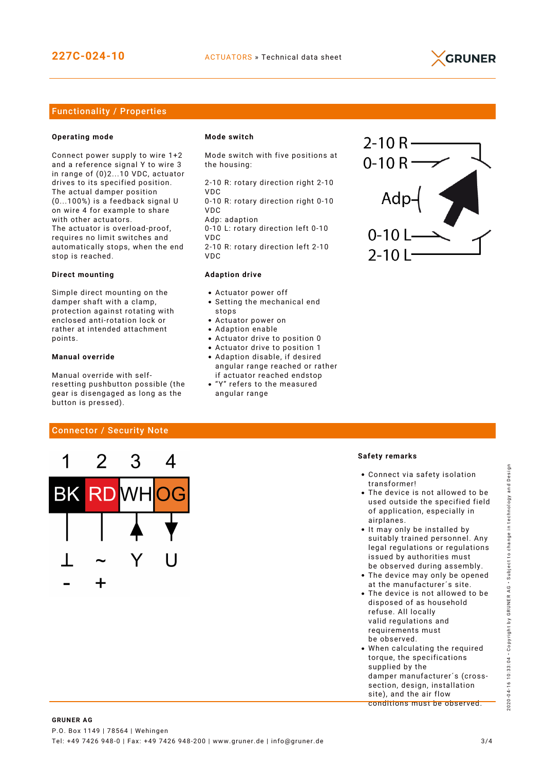## Functionality / Properties

### Operating mode

Connect power supply to wire 1+2 and a reference signal Y to wire 3 in range of (0)2...10 VDC, actuator drives to its specified position. The actual damper position (0...100%) is a feedback signal U on wire 4 for example to share with other actuators.
The actuator is overload-proof, requires no limit switches and automatically stops, when the end stop is reached.

### Direct mounting

Simple direct mounting on the damper shaft with a clamp, protection against rotating with enclosed anti-rotation lock or rather at intended attachment points.

### Manual override

Manual override with self-resetting pushbutton possible (the gear is disengaged as long as the button is pressed).

### Mode switch

Mode switch with five positions at the housing:

2-10 R: rotary direction right 2-10 VDC
0-10 R: rotary direction right 0-10 VDC
Adp: adaption
0-10 L: rotary direction left 0-10 VDC
2-10 R: rotary direction left 2-10 VDC

2-10 R
0-10 R
Adp
0-10 L
2-10 L

### Adaption drive

- Actuator power off
- Setting the mechanical end stops
- Actuator power on
- Adaption enable
- Actuator drive to position 0
- Actuator drive to position 1
- Adaption disable, if desired angular range reached or rather if actuator reached endstop
- "Y" refers to the measured angular range

## Connector / Security Note

| 1 | 2 | 3 | 4 |
|---|---|---|---|
| BK | RD | WH | OG |
| ⊥ | ~ | Y | U |
| - | + | | |

### Safety remarks

- Connect via safety isolation transformer!
- The device is not allowed to be used outside the specified field of application, especially in airplanes.
- It may only be installed by suitably trained personnel. Any legal regulations or regulations issued by authorities must be observed during assembly.
- The device may only be opened at the manufacturer´s site.
- The device is not allowed to be disposed of as household refuse. All locally valid regulations and requirements must be observed.
- When calculating the required torque, the specifications supplied by the damper manufacturer´s (cross-section, design, installation site), and the air flow conditions must be observed.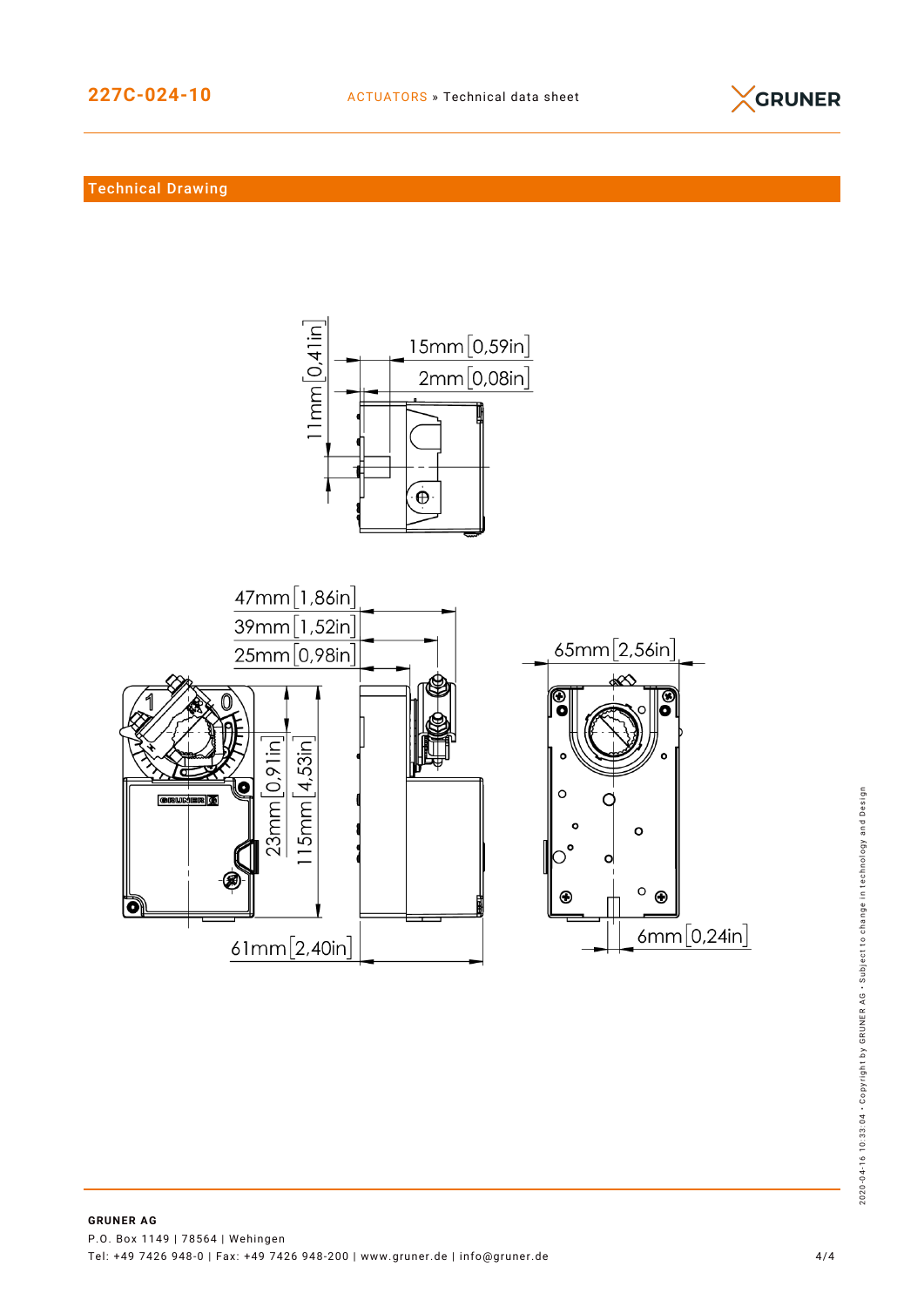## Technical Drawing

15mm [0,59in]
2mm [0,08in]
11mm [0,41in]

47mm [1,86in]
39mm [1,52in]
25mm [0,98in]
23mm [0,91in]
115mm [4,53in]
61mm [2,40in]

65mm [2,56in]
6mm [0,24in]

GRUNER

**GRUNER AG**
P.O. Box 1149 | 78564 | Wehingen
Tel: +49 7426 948-0 | Fax: +49 7426 948-200 | www.gruner.de | info@gruner.de